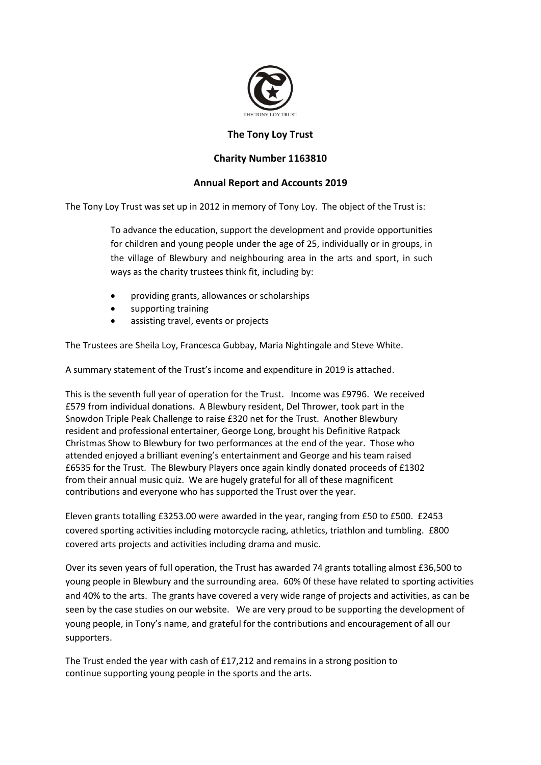THE TONY LOY TRUST

# The Tony Loy Trust

## Charity Number 1163810

## Annual Report and Accounts 2019

The Tony Loy Trust was set up in 2012 in memory of Tony Loy. The object of the Trust is:

> To advance the education, support the development and provide opportunities for children and young people under the age of 25, individually or in groups, in the village of Blewbury and neighbouring area in the arts and sport, in such ways as the charity trustees think fit, including by:
>
> - providing grants, allowances or scholarships
> - supporting training
> - assisting travel, events or projects

The Trustees are Sheila Loy, Francesca Gubbay, Maria Nightingale and Steve White.

A summary statement of the Trust's income and expenditure in 2019 is attached.

This is the seventh full year of operation for the Trust. Income was £9796. We received £579 from individual donations. A Blewbury resident, Del Thrower, took part in the Snowdon Triple Peak Challenge to raise £320 net for the Trust. Another Blewbury resident and professional entertainer, George Long, brought his Definitive Ratpack Christmas Show to Blewbury for two performances at the end of the year. Those who attended enjoyed a brilliant evening's entertainment and George and his team raised £6535 for the Trust. The Blewbury Players once again kindly donated proceeds of £1302 from their annual music quiz. We are hugely grateful for all of these magnificent contributions and everyone who has supported the Trust over the year.

Eleven grants totalling £3253.00 were awarded in the year, ranging from £50 to £500. £2453 covered sporting activities including motorcycle racing, athletics, triathlon and tumbling. £800 covered arts projects and activities including drama and music.

Over its seven years of full operation, the Trust has awarded 74 grants totalling almost £36,500 to young people in Blewbury and the surrounding area. 60% 0f these have related to sporting activities and 40% to the arts. The grants have covered a very wide range of projects and activities, as can be seen by the case studies on our website. We are very proud to be supporting the development of young people, in Tony's name, and grateful for the contributions and encouragement of all our supporters.

The Trust ended the year with cash of £17,212 and remains in a strong position to continue supporting young people in the sports and the arts.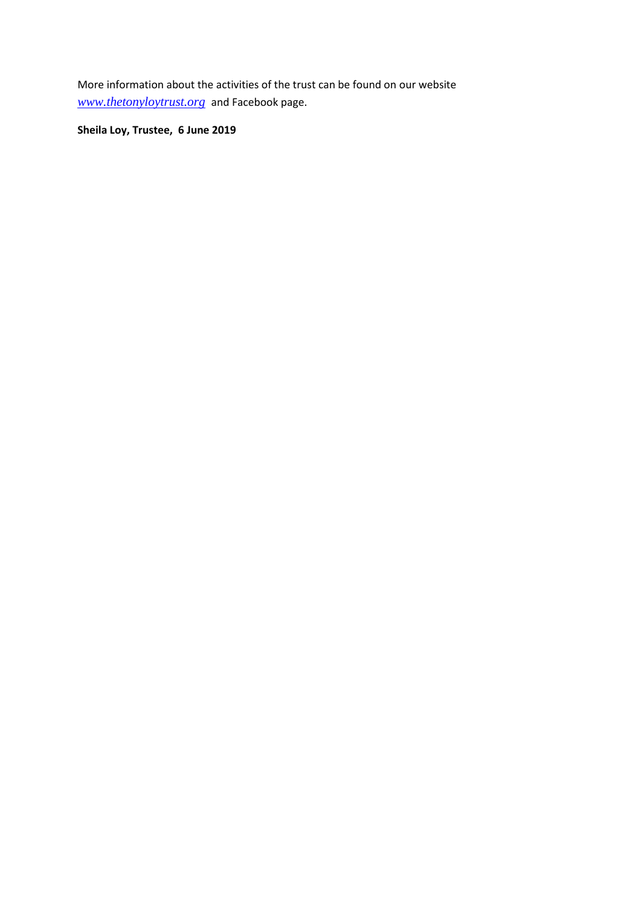More information about the activities of the trust can be found on our website *www.thetonyloytrust.org* and Facebook page.

**Sheila Loy, Trustee, 6 June 2019**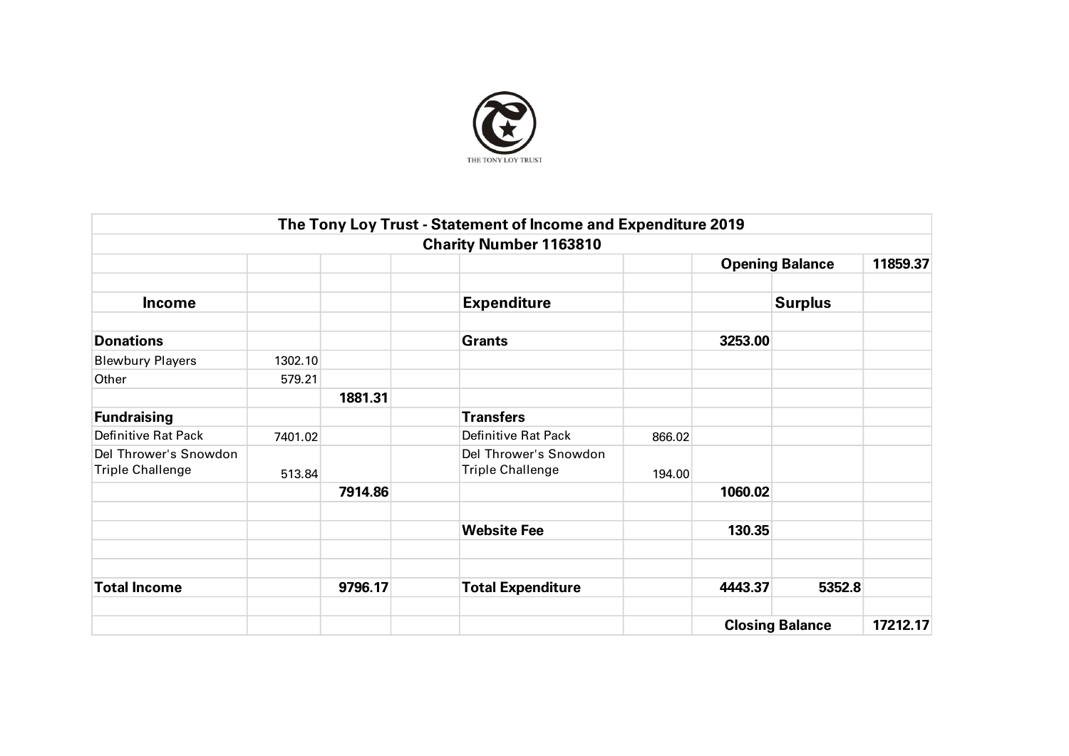THE TONY LOY TRUST

| | | | | | | | | |
|---|---|---|---|---|---|---|---|---|
| **The Tony Loy Trust - Statement of Income and Expenditure 2019** | | | | | | | | |
| **Charity Number 1163810** | | | | | | | | |
| | | | | | | **Opening Balance** | | **11859.37** |
| | | | | | | | | |
| **Income** | | | | **Expenditure** | | | **Surplus** | |
| | | | | | | | | |
| **Donations** | | | | **Grants** | | **3253.00** | | |
| Blewbury Players | 1302.10 | | | | | | | |
| Other | 579.21 | | | | | | | |
| | | **1881.31** | | | | | | |
| **Fundraising** | | | | **Transfers** | | | | |
| Definitive Rat Pack | 7401.02 | | | Definitive Rat Pack | 866.02 | | | |
| Del Thrower's Snowdon Triple Challenge | 513.84 | | | Del Thrower's Snowdon Triple Challenge | 194.00 | | | |
| | | **7914.86** | | | | **1060.02** | | |
| | | | | | | | | |
| | | | | **Website Fee** | | **130.35** | | |
| | | | | | | | | |
| | | | | | | | | |
| **Total Income** | | **9796.17** | | **Total Expenditure** | | **4443.37** | **5352.8** | |
| | | | | | | | | |
| | | | | | | **Closing Balance** | | **17212.17** |